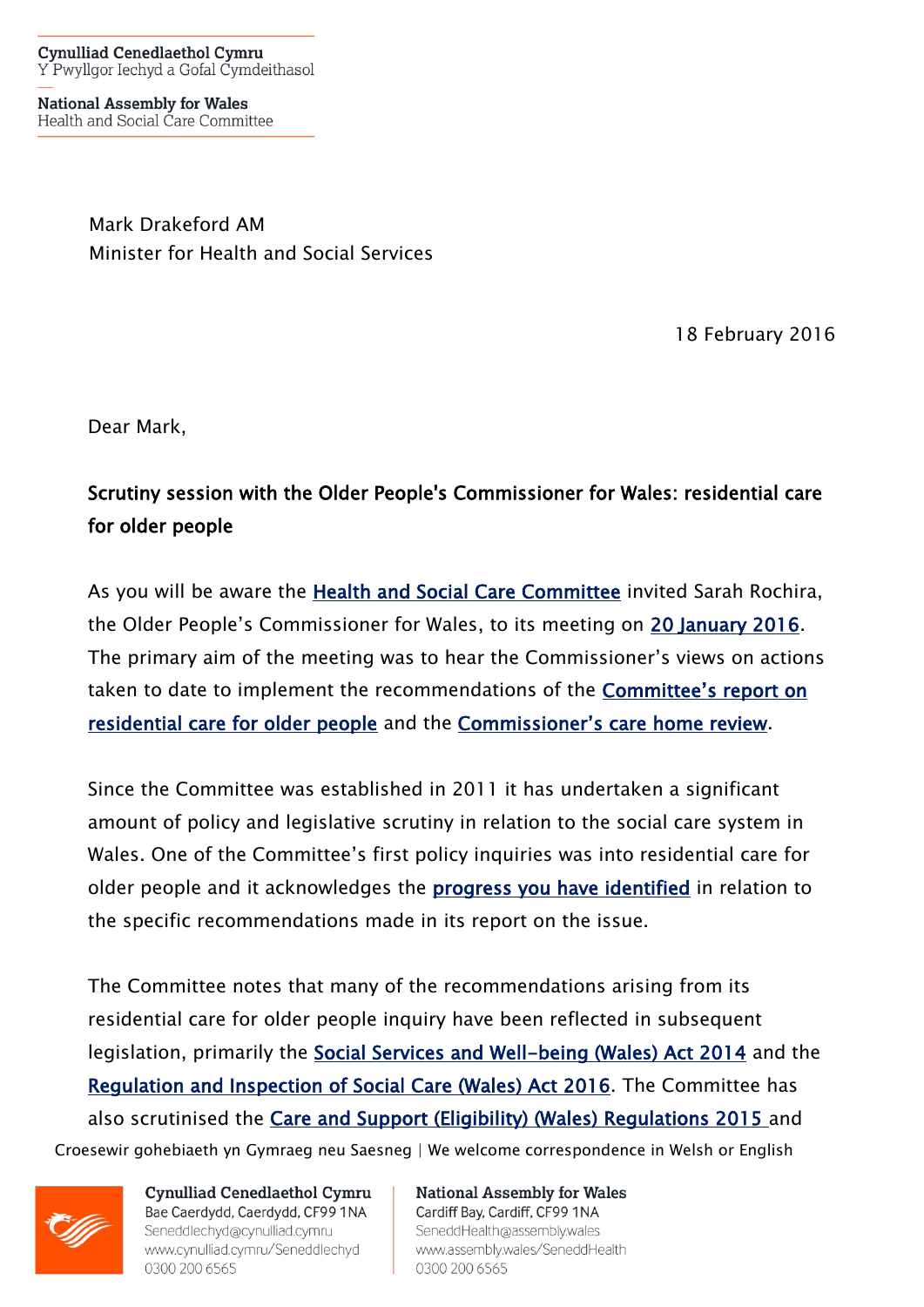Cynulliad Cenedlaethol Cymru
Y Pwyllgor Iechyd a Gofal Cymdeithasol

National Assembly for Wales
Health and Social Care Committee

Mark Drakeford AM
Minister for Health and Social Services

18 February 2016

Dear Mark,

**Scrutiny session with the Older People's Commissioner for Wales: residential care for older people**

As you will be aware the Health and Social Care Committee invited Sarah Rochira, the Older People's Commissioner for Wales, to its meeting on 20 January 2016. The primary aim of the meeting was to hear the Commissioner's views on actions taken to date to implement the recommendations of the Committee's report on residential care for older people and the Commissioner's care home review.

Since the Committee was established in 2011 it has undertaken a significant amount of policy and legislative scrutiny in relation to the social care system in Wales. One of the Committee's first policy inquiries was into residential care for older people and it acknowledges the progress you have identified in relation to the specific recommendations made in its report on the issue.

The Committee notes that many of the recommendations arising from its residential care for older people inquiry have been reflected in subsequent legislation, primarily the Social Services and Well-being (Wales) Act 2014 and the Regulation and Inspection of Social Care (Wales) Act 2016. The Committee has also scrutinised the Care and Support (Eligibility) (Wales) Regulations 2015 and

Croesewir gohebiaeth yn Gymraeg neu Saesneg | We welcome correspondence in Welsh or English

Cynulliad Cenedlaethol Cymru
Bae Caerdydd, Caerdydd, CF99 1NA
Seneddlechyd@cynulliad.cymru
www.cynulliad.cymru/Seneddlechyd
0300 200 6565

National Assembly for Wales
Cardiff Bay, Cardiff, CF99 1NA
SeneddHealth@assembly.wales
www.assembly.wales/SeneddHealth
0300 200 6565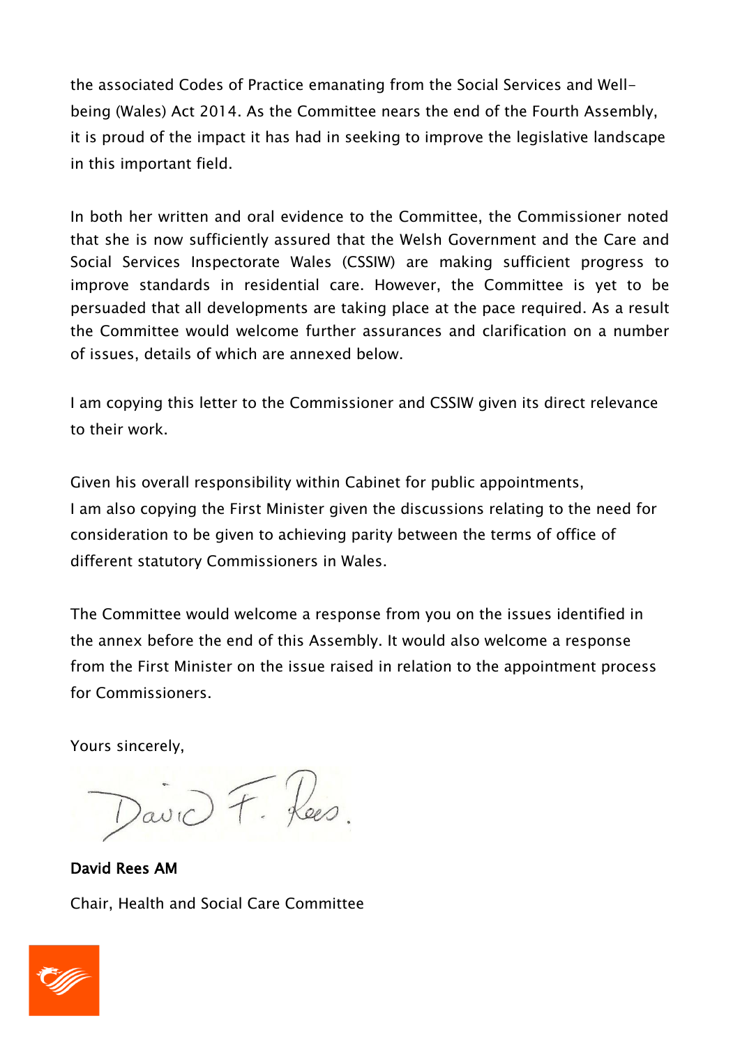the associated Codes of Practice emanating from the Social Services and Well-being (Wales) Act 2014. As the Committee nears the end of the Fourth Assembly, it is proud of the impact it has had in seeking to improve the legislative landscape in this important field.

In both her written and oral evidence to the Committee, the Commissioner noted that she is now sufficiently assured that the Welsh Government and the Care and Social Services Inspectorate Wales (CSSIW) are making sufficient progress to improve standards in residential care. However, the Committee is yet to be persuaded that all developments are taking place at the pace required. As a result the Committee would welcome further assurances and clarification on a number of issues, details of which are annexed below.

I am copying this letter to the Commissioner and CSSIW given its direct relevance to their work.

Given his overall responsibility within Cabinet for public appointments,
I am also copying the First Minister given the discussions relating to the need for consideration to be given to achieving parity between the terms of office of different statutory Commissioners in Wales.

The Committee would welcome a response from you on the issues identified in the annex before the end of this Assembly. It would also welcome a response from the First Minister on the issue raised in relation to the appointment process for Commissioners.

Yours sincerely,

David F. Rees.

**David Rees AM**

Chair, Health and Social Care Committee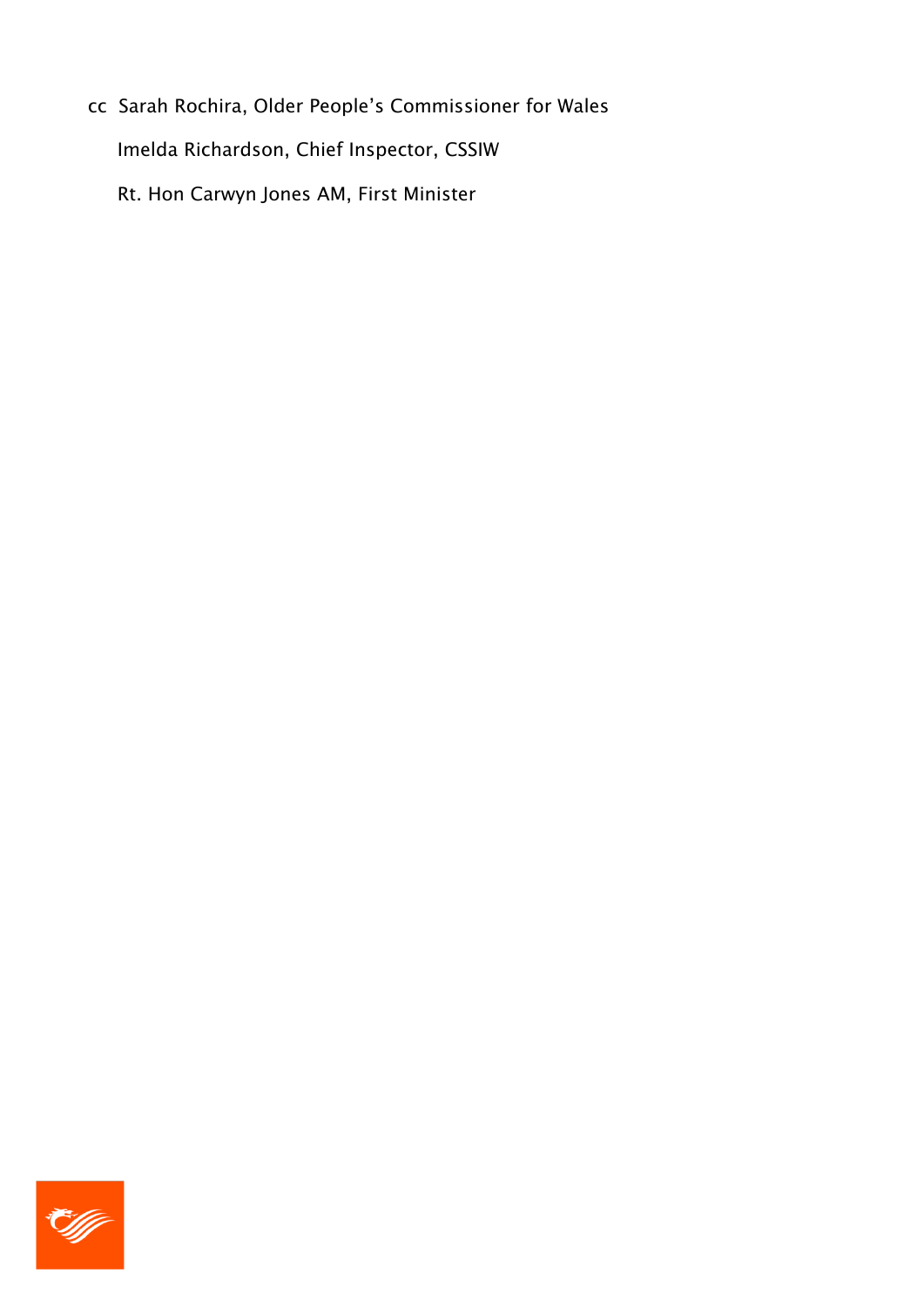cc  Sarah Rochira, Older People's Commissioner for Wales

Imelda Richardson, Chief Inspector, CSSIW

Rt. Hon Carwyn Jones AM, First Minister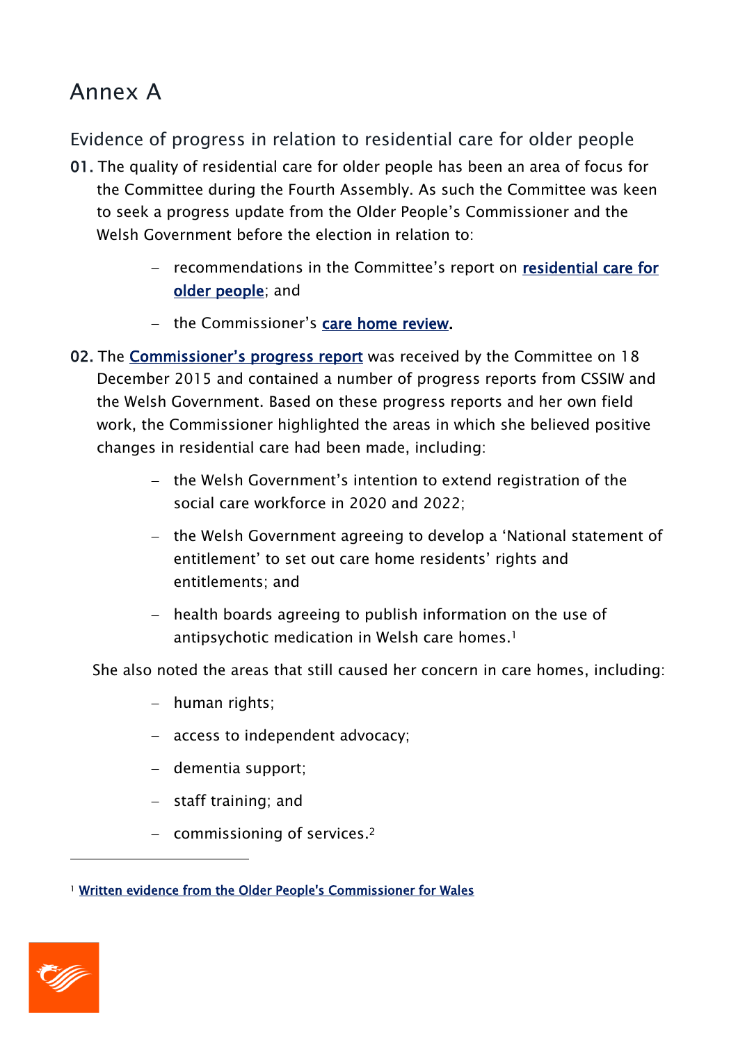# Annex A

## Evidence of progress in relation to residential care for older people

**01.** The quality of residential care for older people has been an area of focus for the Committee during the Fourth Assembly. As such the Committee was keen to seek a progress update from the Older People's Commissioner and the Welsh Government before the election in relation to:

- recommendations in the Committee's report on residential care for older people; and
- the Commissioner's care home review.

**02.** The Commissioner's progress report was received by the Committee on 18 December 2015 and contained a number of progress reports from CSSIW and the Welsh Government. Based on these progress reports and her own field work, the Commissioner highlighted the areas in which she believed positive changes in residential care had been made, including:

- the Welsh Government's intention to extend registration of the social care workforce in 2020 and 2022;
- the Welsh Government agreeing to develop a 'National statement of entitlement' to set out care home residents' rights and entitlements; and
- health boards agreeing to publish information on the use of antipsychotic medication in Welsh care homes.[1]

She also noted the areas that still caused her concern in care homes, including:

- human rights;
- access to independent advocacy;
- dementia support;
- staff training; and
- commissioning of services.[2]

---

[1] Written evidence from the Older People's Commissioner for Wales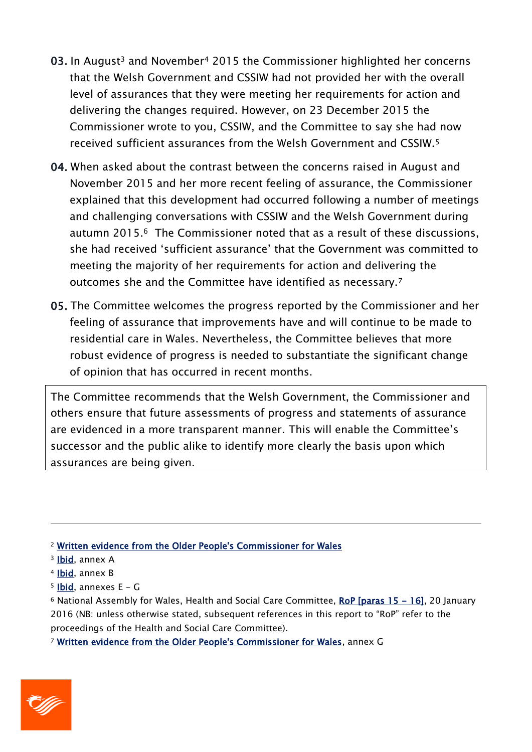**03.** In August[3] and November[4] 2015 the Commissioner highlighted her concerns that the Welsh Government and CSSIW had not provided her with the overall level of assurances that they were meeting her requirements for action and delivering the changes required. However, on 23 December 2015 the Commissioner wrote to you, CSSIW, and the Committee to say she had now received sufficient assurances from the Welsh Government and CSSIW.[5]

**04.** When asked about the contrast between the concerns raised in August and November 2015 and her more recent feeling of assurance, the Commissioner explained that this development had occurred following a number of meetings and challenging conversations with CSSIW and the Welsh Government during autumn 2015.[6] The Commissioner noted that as a result of these discussions, she had received 'sufficient assurance' that the Government was committed to meeting the majority of her requirements for action and delivering the outcomes she and the Committee have identified as necessary.[7]

**05.** The Committee welcomes the progress reported by the Commissioner and her feeling of assurance that improvements have and will continue to be made to residential care in Wales. Nevertheless, the Committee believes that more robust evidence of progress is needed to substantiate the significant change of opinion that has occurred in recent months.

> The Committee recommends that the Welsh Government, the Commissioner and others ensure that future assessments of progress and statements of assurance are evidenced in a more transparent manner. This will enable the Committee's successor and the public alike to identify more clearly the basis upon which assurances are being given.

---

[2] Written evidence from the Older People's Commissioner for Wales

[3] Ibid, annex A

[4] Ibid, annex B

[5] Ibid, annexes E – G

[6] National Assembly for Wales, Health and Social Care Committee, RoP [paras 15 – 16], 20 January 2016 (NB: unless otherwise stated, subsequent references in this report to "RoP" refer to the proceedings of the Health and Social Care Committee).

[7] Written evidence from the Older People's Commissioner for Wales, annex G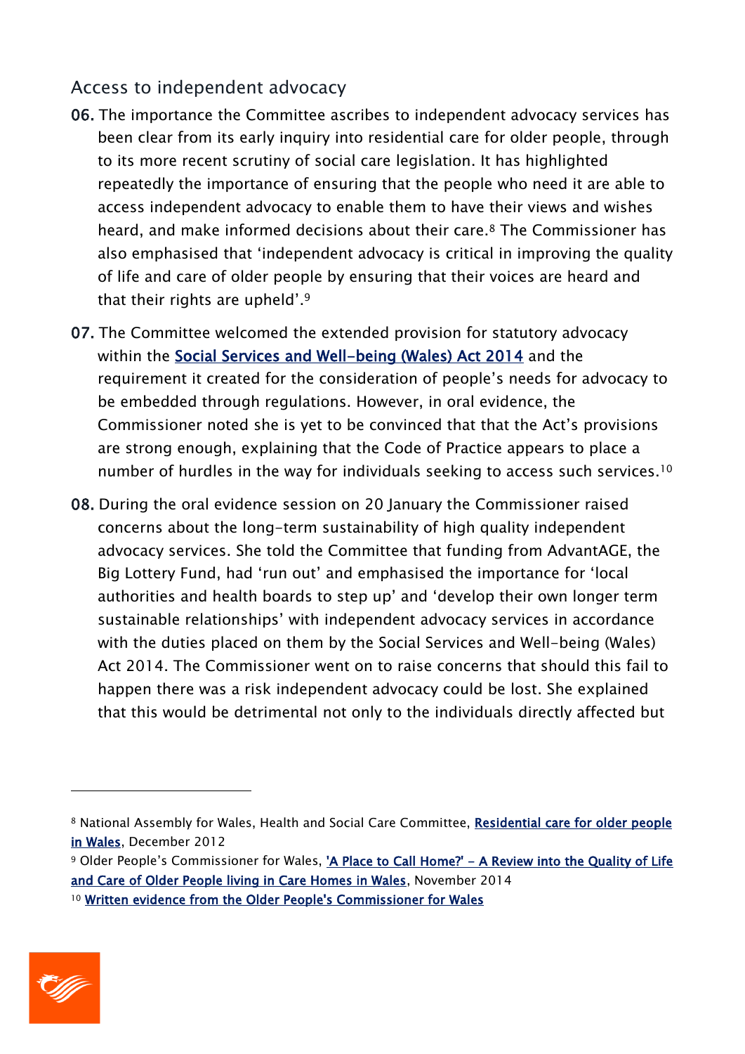## Access to independent advocacy

**06.** The importance the Committee ascribes to independent advocacy services has been clear from its early inquiry into residential care for older people, through to its more recent scrutiny of social care legislation. It has highlighted repeatedly the importance of ensuring that the people who need it are able to access independent advocacy to enable them to have their views and wishes heard, and make informed decisions about their care.[8] The Commissioner has also emphasised that 'independent advocacy is critical in improving the quality of life and care of older people by ensuring that their voices are heard and that their rights are upheld'.[9]

**07.** The Committee welcomed the extended provision for statutory advocacy within the Social Services and Well-being (Wales) Act 2014 and the requirement it created for the consideration of people's needs for advocacy to be embedded through regulations. However, in oral evidence, the Commissioner noted she is yet to be convinced that that the Act's provisions are strong enough, explaining that the Code of Practice appears to place a number of hurdles in the way for individuals seeking to access such services.[10]

**08.** During the oral evidence session on 20 January the Commissioner raised concerns about the long-term sustainability of high quality independent advocacy services. She told the Committee that funding from AdvantAGE, the Big Lottery Fund, had 'run out' and emphasised the importance for 'local authorities and health boards to step up' and 'develop their own longer term sustainable relationships' with independent advocacy services in accordance with the duties placed on them by the Social Services and Well-being (Wales) Act 2014. The Commissioner went on to raise concerns that should this fail to happen there was a risk independent advocacy could be lost. She explained that this would be detrimental not only to the individuals directly affected but

---

[8] National Assembly for Wales, Health and Social Care Committee, Residential care for older people in Wales, December 2012

[9] Older People's Commissioner for Wales, 'A Place to Call Home?' - A Review into the Quality of Life and Care of Older People living in Care Homes in Wales, November 2014

[10] Written evidence from the Older People's Commissioner for Wales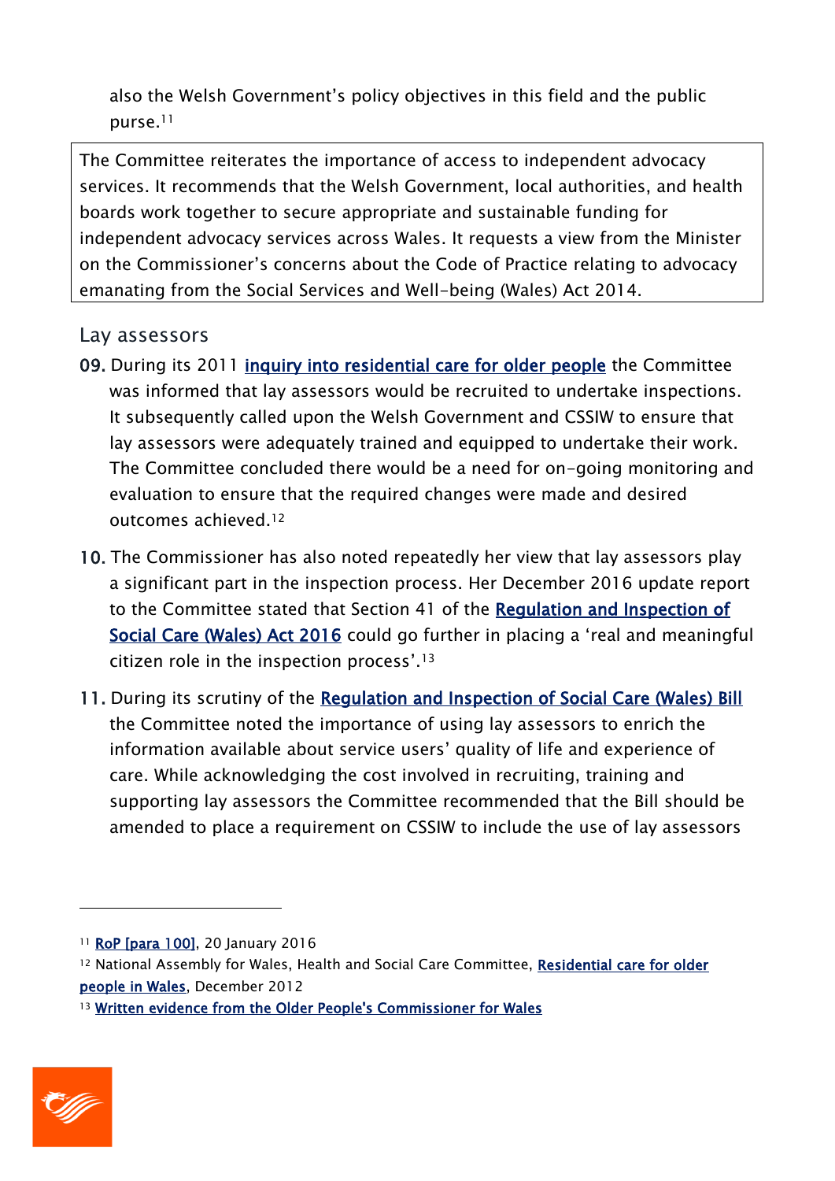also the Welsh Government's policy objectives in this field and the public purse.[11]

> The Committee reiterates the importance of access to independent advocacy services. It recommends that the Welsh Government, local authorities, and health boards work together to secure appropriate and sustainable funding for independent advocacy services across Wales. It requests a view from the Minister on the Commissioner's concerns about the Code of Practice relating to advocacy emanating from the Social Services and Well-being (Wales) Act 2014.

## Lay assessors

09. During its 2011 inquiry into residential care for older people the Committee was informed that lay assessors would be recruited to undertake inspections. It subsequently called upon the Welsh Government and CSSIW to ensure that lay assessors were adequately trained and equipped to undertake their work. The Committee concluded there would be a need for on-going monitoring and evaluation to ensure that the required changes were made and desired outcomes achieved.[12]

10. The Commissioner has also noted repeatedly her view that lay assessors play a significant part in the inspection process. Her December 2016 update report to the Committee stated that Section 41 of the Regulation and Inspection of Social Care (Wales) Act 2016 could go further in placing a 'real and meaningful citizen role in the inspection process'.[13]

11. During its scrutiny of the Regulation and Inspection of Social Care (Wales) Bill the Committee noted the importance of using lay assessors to enrich the information available about service users' quality of life and experience of care. While acknowledging the cost involved in recruiting, training and supporting lay assessors the Committee recommended that the Bill should be amended to place a requirement on CSSIW to include the use of lay assessors

---

[11] RoP [para 100], 20 January 2016

[12] National Assembly for Wales, Health and Social Care Committee, Residential care for older people in Wales, December 2012

[13] Written evidence from the Older People's Commissioner for Wales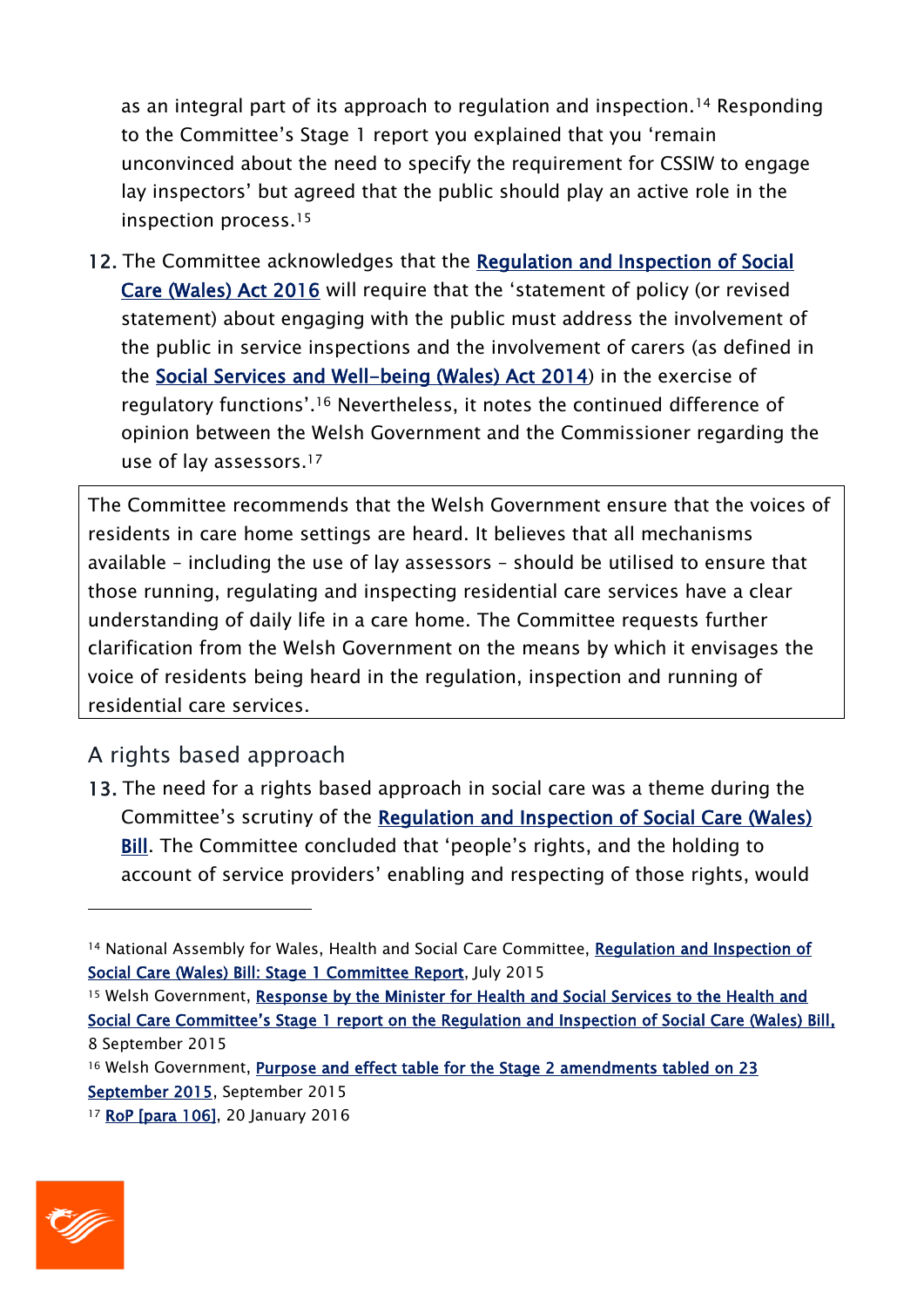as an integral part of its approach to regulation and inspection.[14] Responding to the Committee's Stage 1 report you explained that you 'remain unconvinced about the need to specify the requirement for CSSIW to engage lay inspectors' but agreed that the public should play an active role in the inspection process.[15]

12. The Committee acknowledges that the Regulation and Inspection of Social Care (Wales) Act 2016 will require that the 'statement of policy (or revised statement) about engaging with the public must address the involvement of the public in service inspections and the involvement of carers (as defined in the Social Services and Well-being (Wales) Act 2014) in the exercise of regulatory functions'.[16] Nevertheless, it notes the continued difference of opinion between the Welsh Government and the Commissioner regarding the use of lay assessors.[17]

> The Committee recommends that the Welsh Government ensure that the voices of residents in care home settings are heard. It believes that all mechanisms available – including the use of lay assessors – should be utilised to ensure that those running, regulating and inspecting residential care services have a clear understanding of daily life in a care home. The Committee requests further clarification from the Welsh Government on the means by which it envisages the voice of residents being heard in the regulation, inspection and running of residential care services.

## A rights based approach

13. The need for a rights based approach in social care was a theme during the Committee's scrutiny of the Regulation and Inspection of Social Care (Wales) Bill. The Committee concluded that 'people's rights, and the holding to account of service providers' enabling and respecting of those rights, would

---

[14] National Assembly for Wales, Health and Social Care Committee, Regulation and Inspection of Social Care (Wales) Bill: Stage 1 Committee Report, July 2015

[15] Welsh Government, Response by the Minister for Health and Social Services to the Health and Social Care Committee's Stage 1 report on the Regulation and Inspection of Social Care (Wales) Bill, 8 September 2015

[16] Welsh Government, Purpose and effect table for the Stage 2 amendments tabled on 23 September 2015, September 2015

[17] RoP [para 106], 20 January 2016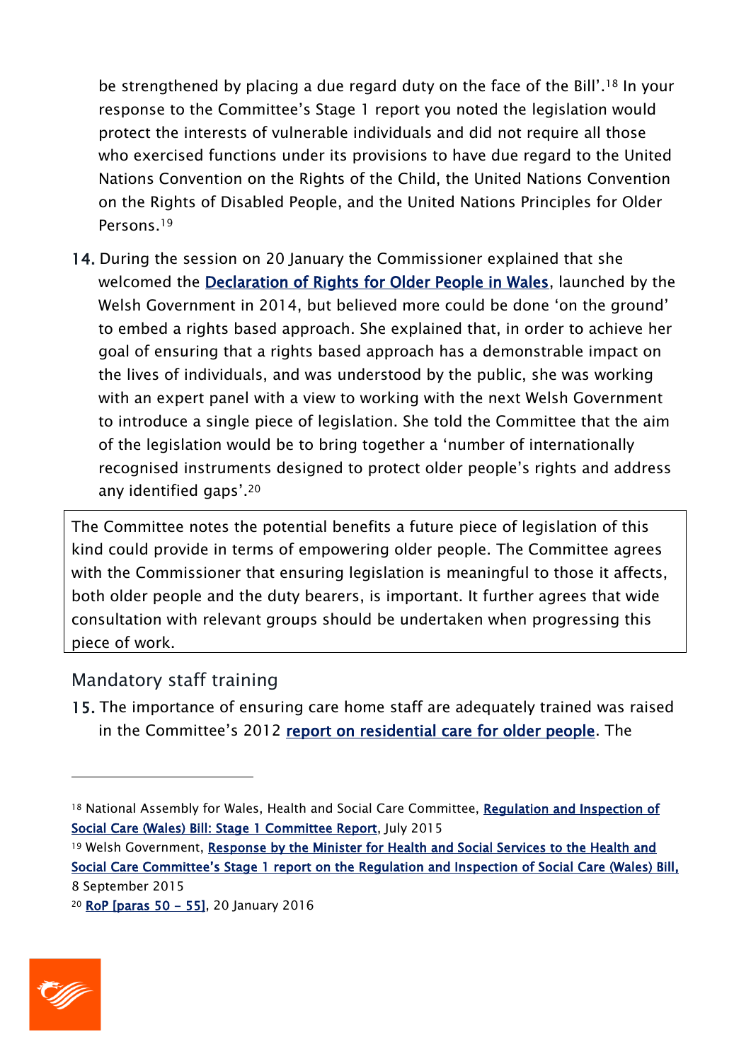be strengthened by placing a due regard duty on the face of the Bill'.[18] In your response to the Committee's Stage 1 report you noted the legislation would protect the interests of vulnerable individuals and did not require all those who exercised functions under its provisions to have due regard to the United Nations Convention on the Rights of the Child, the United Nations Convention on the Rights of Disabled People, and the United Nations Principles for Older Persons.[19]

14. During the session on 20 January the Commissioner explained that she welcomed the Declaration of Rights for Older People in Wales, launched by the Welsh Government in 2014, but believed more could be done 'on the ground' to embed a rights based approach. She explained that, in order to achieve her goal of ensuring that a rights based approach has a demonstrable impact on the lives of individuals, and was understood by the public, she was working with an expert panel with a view to working with the next Welsh Government to introduce a single piece of legislation. She told the Committee that the aim of the legislation would be to bring together a 'number of internationally recognised instruments designed to protect older people's rights and address any identified gaps'.[20]

> The Committee notes the potential benefits a future piece of legislation of this kind could provide in terms of empowering older people. The Committee agrees with the Commissioner that ensuring legislation is meaningful to those it affects, both older people and the duty bearers, is important. It further agrees that wide consultation with relevant groups should be undertaken when progressing this piece of work.

## Mandatory staff training

15. The importance of ensuring care home staff are adequately trained was raised in the Committee's 2012 report on residential care for older people. The

---

[18] National Assembly for Wales, Health and Social Care Committee, Regulation and Inspection of Social Care (Wales) Bill: Stage 1 Committee Report, July 2015

[19] Welsh Government, Response by the Minister for Health and Social Services to the Health and Social Care Committee's Stage 1 report on the Regulation and Inspection of Social Care (Wales) Bill, 8 September 2015

[20] RoP [paras 50 – 55], 20 January 2016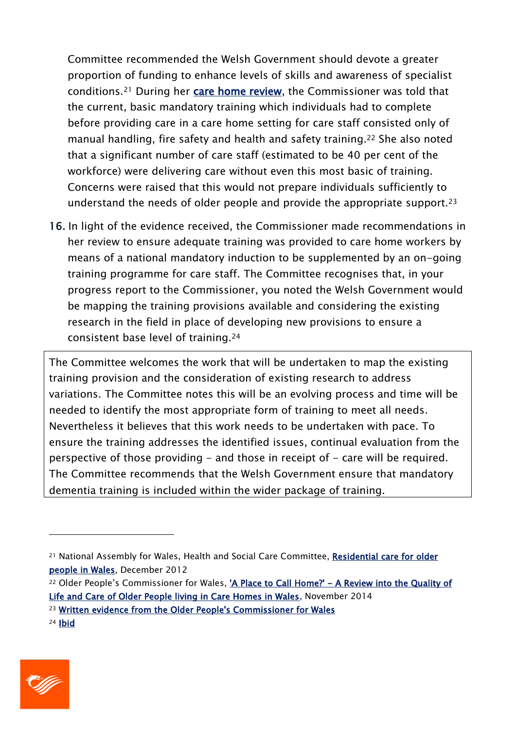Committee recommended the Welsh Government should devote a greater proportion of funding to enhance levels of skills and awareness of specialist conditions.[21] During her **care home review**, the Commissioner was told that the current, basic mandatory training which individuals had to complete before providing care in a care home setting for care staff consisted only of manual handling, fire safety and health and safety training.[22] She also noted that a significant number of care staff (estimated to be 40 per cent of the workforce) were delivering care without even this most basic of training. Concerns were raised that this would not prepare individuals sufficiently to understand the needs of older people and provide the appropriate support.[23]

16. In light of the evidence received, the Commissioner made recommendations in her review to ensure adequate training was provided to care home workers by means of a national mandatory induction to be supplemented by an on-going training programme for care staff. The Committee recognises that, in your progress report to the Commissioner, you noted the Welsh Government would be mapping the training provisions available and considering the existing research in the field in place of developing new provisions to ensure a consistent base level of training.[24]

> The Committee welcomes the work that will be undertaken to map the existing training provision and the consideration of existing research to address variations. The Committee notes this will be an evolving process and time will be needed to identify the most appropriate form of training to meet all needs. Nevertheless it believes that this work needs to be undertaken with pace. To ensure the training addresses the identified issues, continual evaluation from the perspective of those providing – and those in receipt of – care will be required. The Committee recommends that the Welsh Government ensure that mandatory dementia training is included within the wider package of training.

---

[21] National Assembly for Wales, Health and Social Care Committee, **Residential care for older people in Wales**, December 2012

[22] Older People's Commissioner for Wales, **'A Place to Call Home?' – A Review into the Quality of Life and Care of Older People living in Care Homes in Wales**, November 2014

[23] **Written evidence from the Older People's Commissioner for Wales**

[24] **Ibid**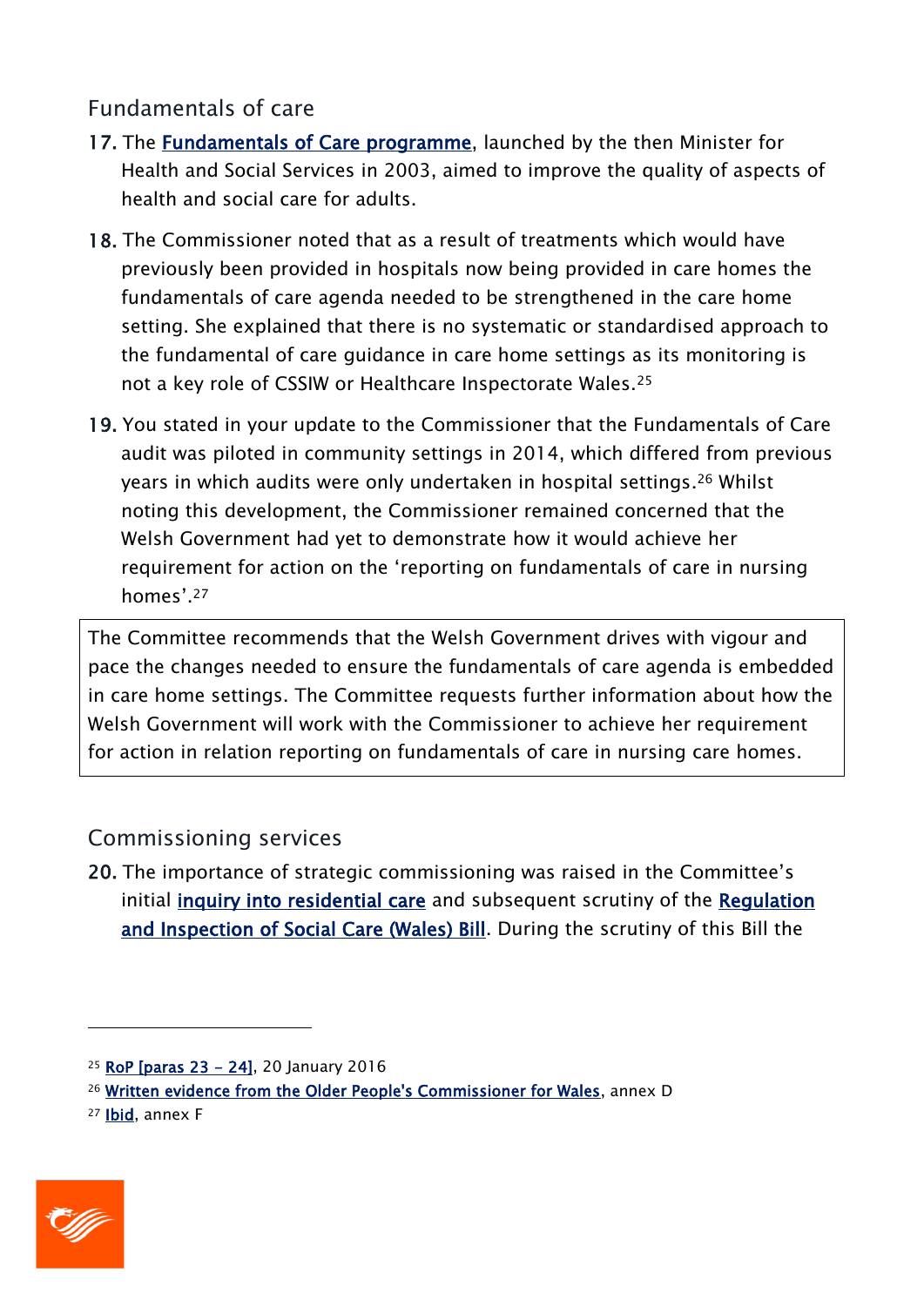## Fundamentals of care

17. The Fundamentals of Care programme, launched by the then Minister for Health and Social Services in 2003, aimed to improve the quality of aspects of health and social care for adults.

18. The Commissioner noted that as a result of treatments which would have previously been provided in hospitals now being provided in care homes the fundamentals of care agenda needed to be strengthened in the care home setting. She explained that there is no systematic or standardised approach to the fundamental of care guidance in care home settings as its monitoring is not a key role of CSSIW or Healthcare Inspectorate Wales.[25]

19. You stated in your update to the Commissioner that the Fundamentals of Care audit was piloted in community settings in 2014, which differed from previous years in which audits were only undertaken in hospital settings.[26] Whilst noting this development, the Commissioner remained concerned that the Welsh Government had yet to demonstrate how it would achieve her requirement for action on the 'reporting on fundamentals of care in nursing homes'.[27]

> The Committee recommends that the Welsh Government drives with vigour and pace the changes needed to ensure the fundamentals of care agenda is embedded in care home settings. The Committee requests further information about how the Welsh Government will work with the Commissioner to achieve her requirement for action in relation reporting on fundamentals of care in nursing care homes.

## Commissioning services

20. The importance of strategic commissioning was raised in the Committee's initial inquiry into residential care and subsequent scrutiny of the Regulation and Inspection of Social Care (Wales) Bill. During the scrutiny of this Bill the

---

[25] RoP [paras 23 – 24], 20 January 2016

[26] Written evidence from the Older People's Commissioner for Wales, annex D

[27] Ibid, annex F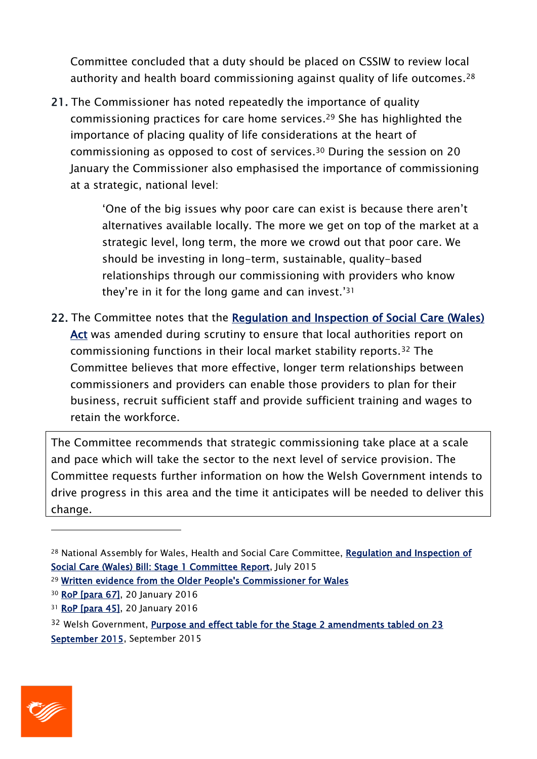Committee concluded that a duty should be placed on CSSIW to review local authority and health board commissioning against quality of life outcomes.[28]

21. The Commissioner has noted repeatedly the importance of quality commissioning practices for care home services.[29] She has highlighted the importance of placing quality of life considerations at the heart of commissioning as opposed to cost of services.[30] During the session on 20 January the Commissioner also emphasised the importance of commissioning at a strategic, national level:

> 'One of the big issues why poor care can exist is because there aren't alternatives available locally. The more we get on top of the market at a strategic level, long term, the more we crowd out that poor care. We should be investing in long-term, sustainable, quality-based relationships through our commissioning with providers who know they're in it for the long game and can invest.'[31]

22. The Committee notes that the Regulation and Inspection of Social Care (Wales) Act was amended during scrutiny to ensure that local authorities report on commissioning functions in their local market stability reports.[32] The Committee believes that more effective, longer term relationships between commissioners and providers can enable those providers to plan for their business, recruit sufficient staff and provide sufficient training and wages to retain the workforce.

> The Committee recommends that strategic commissioning take place at a scale and pace which will take the sector to the next level of service provision. The Committee requests further information on how the Welsh Government intends to drive progress in this area and the time it anticipates will be needed to deliver this change.

---

[28] National Assembly for Wales, Health and Social Care Committee, Regulation and Inspection of Social Care (Wales) Bill: Stage 1 Committee Report, July 2015

[29] Written evidence from the Older People's Commissioner for Wales

[30] RoP [para 67], 20 January 2016

[31] RoP [para 45], 20 January 2016

[32] Welsh Government, Purpose and effect table for the Stage 2 amendments tabled on 23 September 2015, September 2015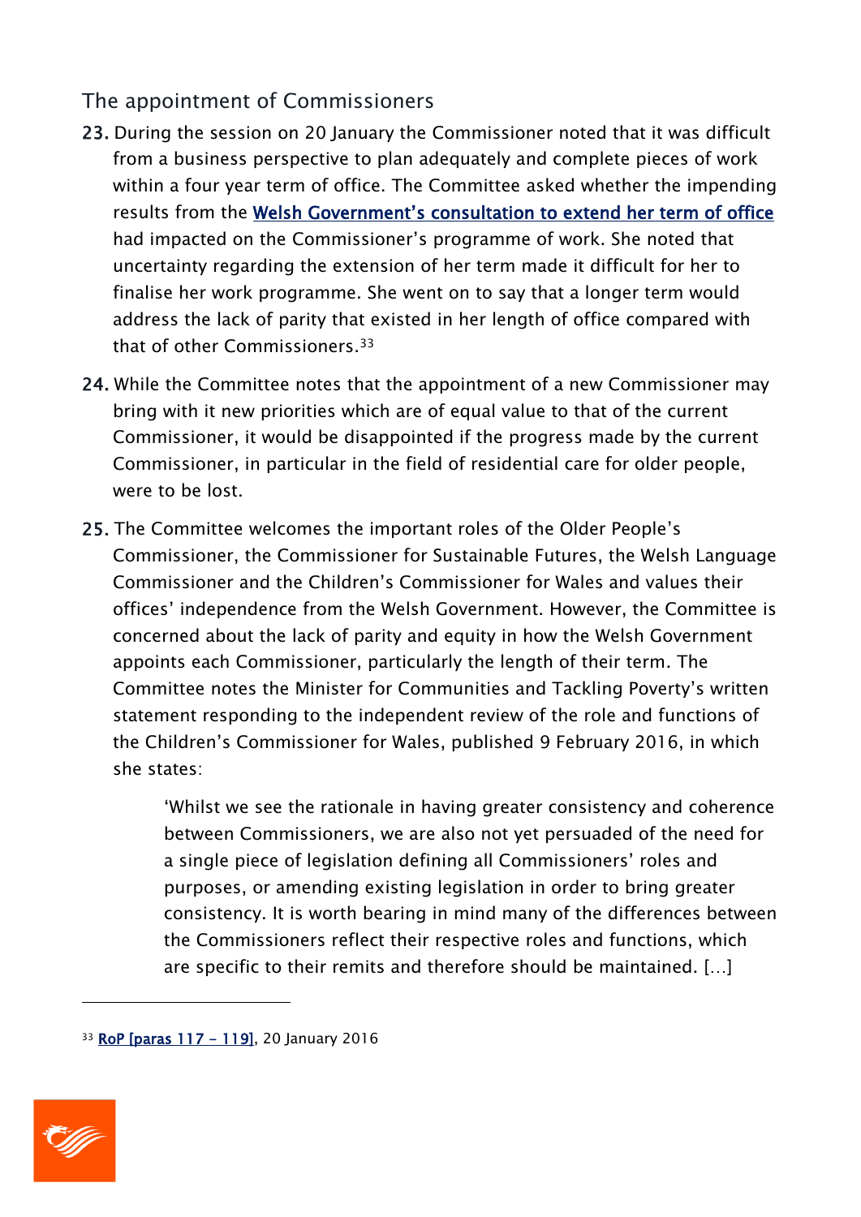## The appointment of Commissioners

**23.** During the session on 20 January the Commissioner noted that it was difficult from a business perspective to plan adequately and complete pieces of work within a four year term of office. The Committee asked whether the impending results from the [Welsh Government's consultation to extend her term of office](#) had impacted on the Commissioner's programme of work. She noted that uncertainty regarding the extension of her term made it difficult for her to finalise her work programme. She went on to say that a longer term would address the lack of parity that existed in her length of office compared with that of other Commissioners.[33]

**24.** While the Committee notes that the appointment of a new Commissioner may bring with it new priorities which are of equal value to that of the current Commissioner, it would be disappointed if the progress made by the current Commissioner, in particular in the field of residential care for older people, were to be lost.

**25.** The Committee welcomes the important roles of the Older People's Commissioner, the Commissioner for Sustainable Futures, the Welsh Language Commissioner and the Children's Commissioner for Wales and values their offices' independence from the Welsh Government. However, the Committee is concerned about the lack of parity and equity in how the Welsh Government appoints each Commissioner, particularly the length of their term. The Committee notes the Minister for Communities and Tackling Poverty's written statement responding to the independent review of the role and functions of the Children's Commissioner for Wales, published 9 February 2016, in which she states:

> 'Whilst we see the rationale in having greater consistency and coherence between Commissioners, we are also not yet persuaded of the need for a single piece of legislation defining all Commissioners' roles and purposes, or amending existing legislation in order to bring greater consistency. It is worth bearing in mind many of the differences between the Commissioners reflect their respective roles and functions, which are specific to their remits and therefore should be maintained. [...]

---

[33] [RoP [paras 117 – 119]](#), 20 January 2016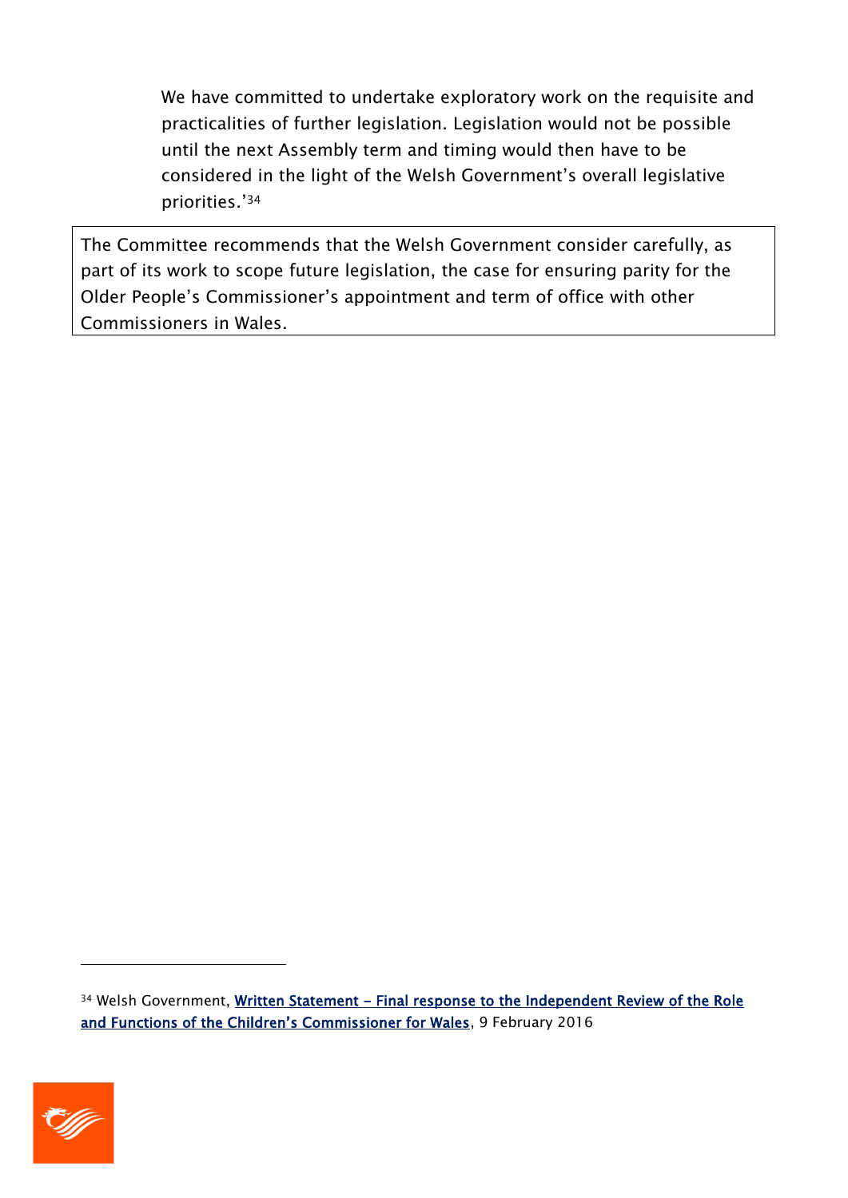> We have committed to undertake exploratory work on the requisite and practicalities of further legislation. Legislation would not be possible until the next Assembly term and timing would then have to be considered in the light of the Welsh Government's overall legislative priorities.'[34]

| |
|---|
| The Committee recommends that the Welsh Government consider carefully, as part of its work to scope future legislation, the case for ensuring parity for the Older People's Commissioner's appointment and term of office with other Commissioners in Wales. |

---

[34] Welsh Government, **Written Statement – Final response to the Independent Review of the Role and Functions of the Children's Commissioner for Wales**, 9 February 2016